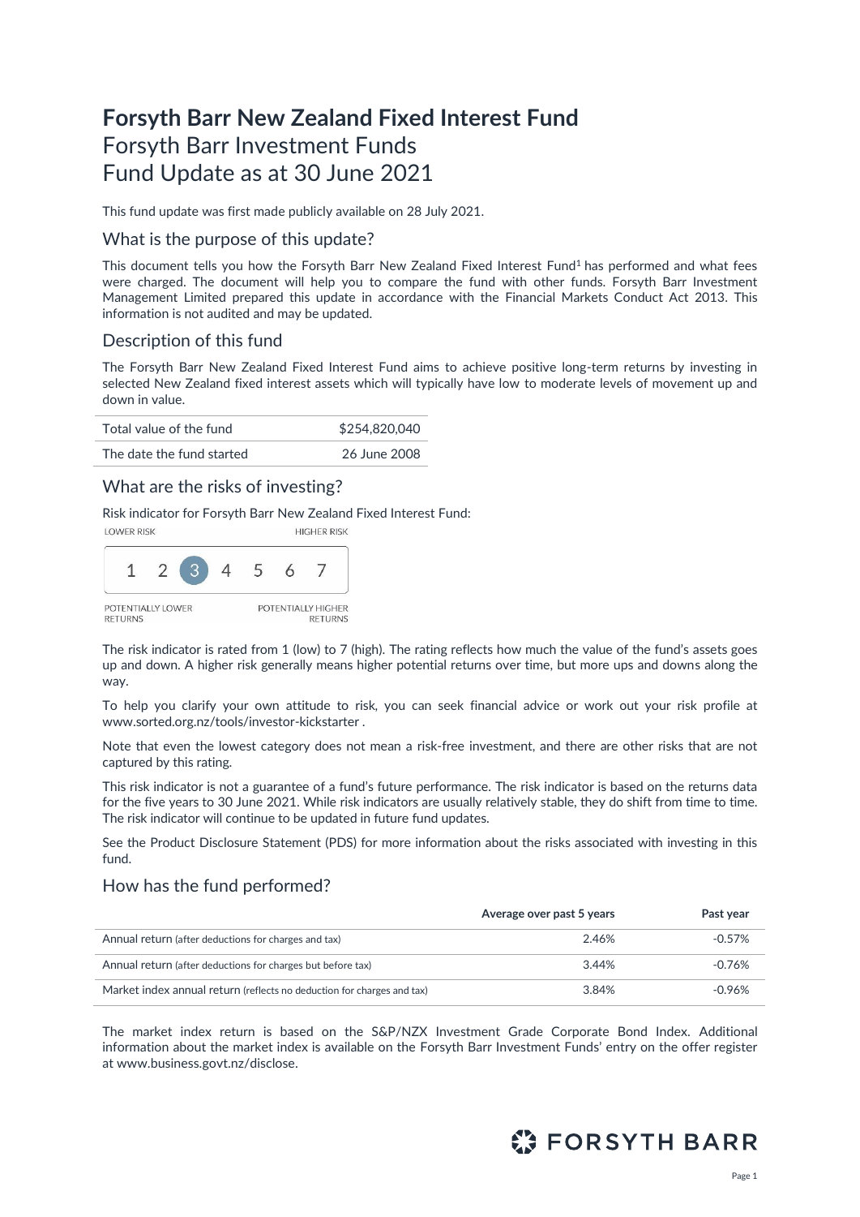# Forsyth Barr New Zealand Fixed Interest Fund

Forsyth Barr Investment Funds
Fund Update as at 30 June 2021

This fund update was first made publicly available on 28 July 2021.

## What is the purpose of this update?

This document tells you how the Forsyth Barr New Zealand Fixed Interest Fund[1] has performed and what fees were charged. The document will help you to compare the fund with other funds. Forsyth Barr Investment Management Limited prepared this update in accordance with the Financial Markets Conduct Act 2013. This information is not audited and may be updated.

## Description of this fund

The Forsyth Barr New Zealand Fixed Interest Fund aims to achieve positive long-term returns by investing in selected New Zealand fixed interest assets which will typically have low to moderate levels of movement up and down in value.

| | |
|---|---|
| Total value of the fund | $254,820,040 |
| The date the fund started | 26 June 2008 |

## What are the risks of investing?

Risk indicator for Forsyth Barr New Zealand Fixed Interest Fund:

LOWER RISK — HIGHER RISK

1 2 **3** 4 5 6 7

POTENTIALLY LOWER RETURNS — POTENTIALLY HIGHER RETURNS

The risk indicator is rated from 1 (low) to 7 (high). The rating reflects how much the value of the fund's assets goes up and down. A higher risk generally means higher potential returns over time, but more ups and downs along the way.

To help you clarify your own attitude to risk, you can seek financial advice or work out your risk profile at www.sorted.org.nz/tools/investor-kickstarter .

Note that even the lowest category does not mean a risk-free investment, and there are other risks that are not captured by this rating.

This risk indicator is not a guarantee of a fund's future performance. The risk indicator is based on the returns data for the five years to 30 June 2021. While risk indicators are usually relatively stable, they do shift from time to time. The risk indicator will continue to be updated in future fund updates.

See the Product Disclosure Statement (PDS) for more information about the risks associated with investing in this fund.

## How has the fund performed?

| | Average over past 5 years | Past year |
|---|---|---|
| Annual return (after deductions for charges and tax) | 2.46% | -0.57% |
| Annual return (after deductions for charges but before tax) | 3.44% | -0.76% |
| Market index annual return (reflects no deduction for charges and tax) | 3.84% | -0.96% |

The market index return is based on the S&P/NZX Investment Grade Corporate Bond Index. Additional information about the market index is available on the Forsyth Barr Investment Funds' entry on the offer register at www.business.govt.nz/disclose.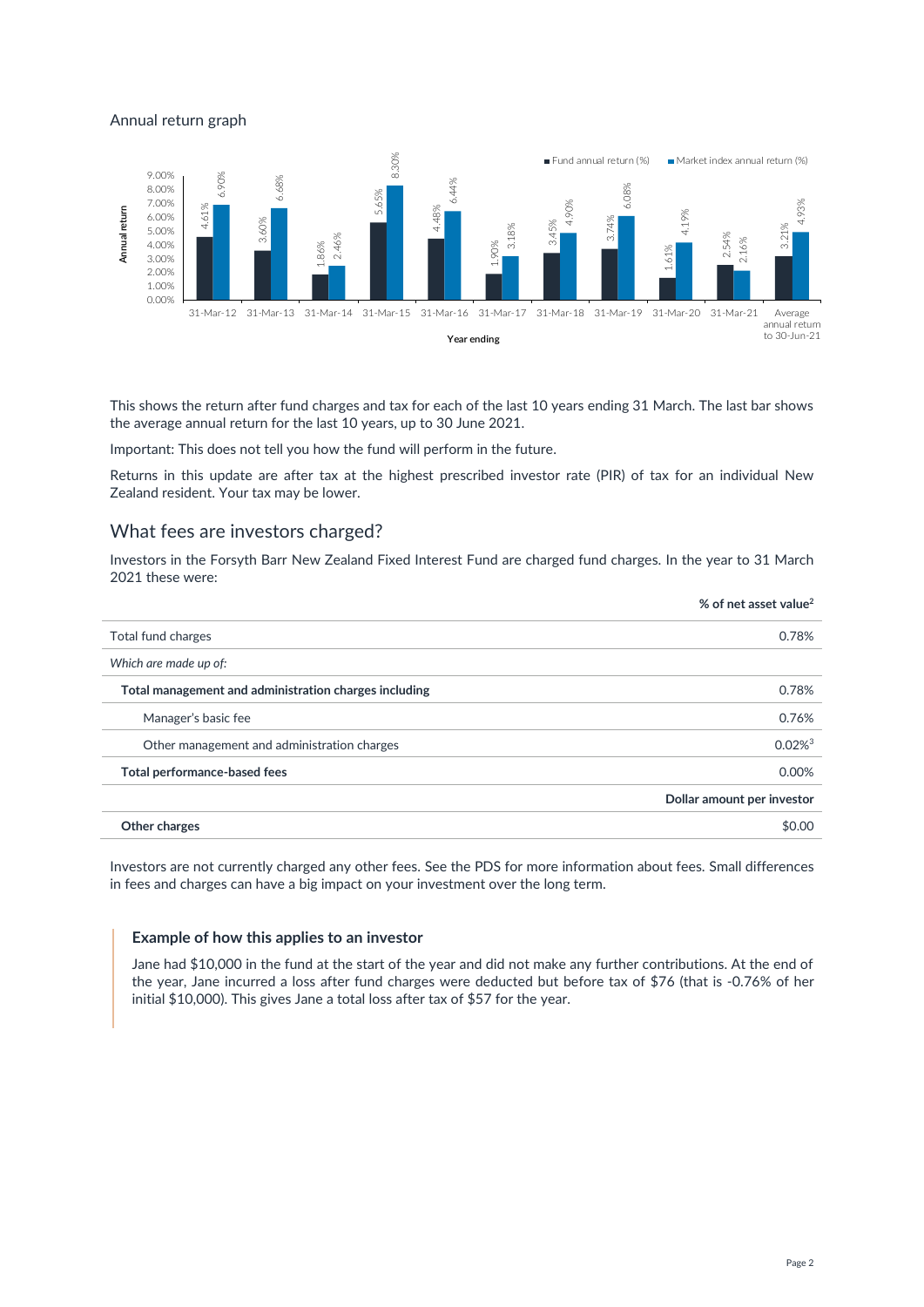Annual return graph

| Year ending | Fund annual return (%) | Market index annual return (%) |
|---|---|---|
| 31-Mar-12 | 4.61% | 6.90% |
| 31-Mar-13 | 3.60% | 6.68% |
| 31-Mar-14 | 1.86% | 2.46% |
| 31-Mar-15 | 5.65% | 8.30% |
| 31-Mar-16 | 4.48% | 6.44% |
| 31-Mar-17 | 1.90% | 3.18% |
| 31-Mar-18 | 3.45% | 4.90% |
| 31-Mar-19 | 3.74% | 6.08% |
| 31-Mar-20 | 1.61% | 4.19% |
| 31-Mar-21 | 2.54% | 2.16% |
| Average annual return to 30-Jun-21 | 3.21% | 4.93% |

This shows the return after fund charges and tax for each of the last 10 years ending 31 March. The last bar shows the average annual return for the last 10 years, up to 30 June 2021.

Important: This does not tell you how the fund will perform in the future.

Returns in this update are after tax at the highest prescribed investor rate (PIR) of tax for an individual New Zealand resident. Your tax may be lower.

## What fees are investors charged?

Investors in the Forsyth Barr New Zealand Fixed Interest Fund are charged fund charges. In the year to 31 March 2021 these were:

| | % of net asset value[2] |
|---|---|
| Total fund charges | 0.78% |
| *Which are made up of:* | |
| **Total management and administration charges including** | 0.78% |
| Manager's basic fee | 0.76% |
| Other management and administration charges | 0.02%[3] |
| **Total performance-based fees** | 0.00% |
| | **Dollar amount per investor** |
| **Other charges** | $0.00 |

Investors are not currently charged any other fees. See the PDS for more information about fees. Small differences in fees and charges can have a big impact on your investment over the long term.

### Example of how this applies to an investor

Jane had $10,000 in the fund at the start of the year and did not make any further contributions. At the end of the year, Jane incurred a loss after fund charges were deducted but before tax of $76 (that is -0.76% of her initial $10,000). This gives Jane a total loss after tax of $57 for the year.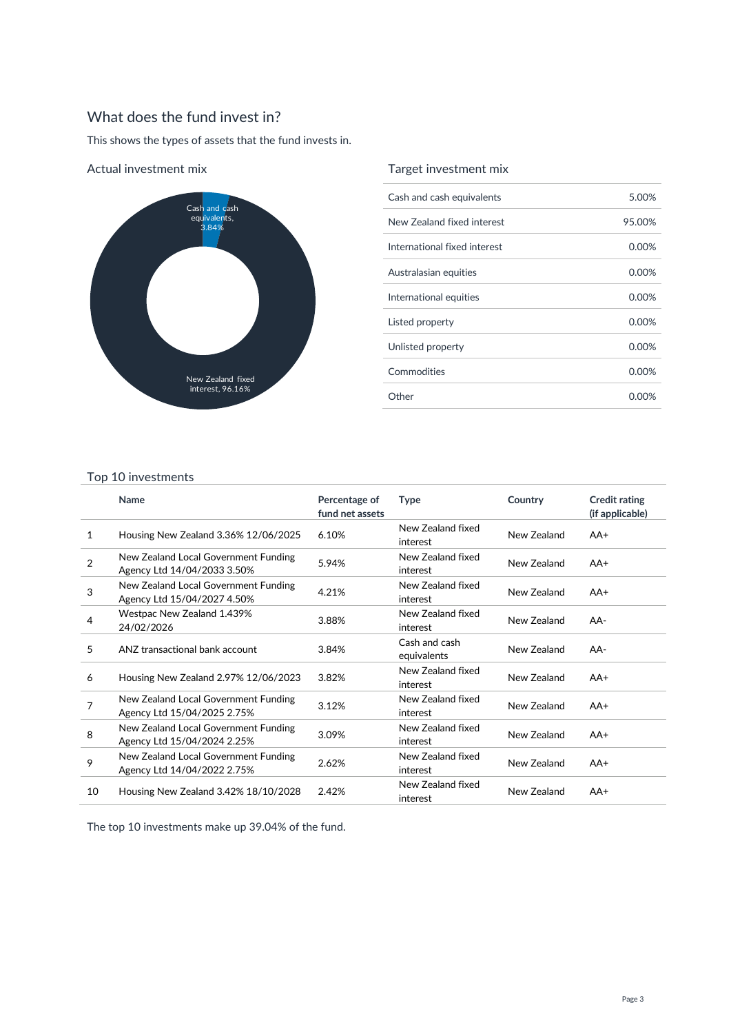## What does the fund invest in?

This shows the types of assets that the fund invests in.

### Actual investment mix

Cash and cash equivalents, 3.84%

New Zealand fixed interest, 96.16%

### Target investment mix

| | |
|---|---|
| Cash and cash equivalents | 5.00% |
| New Zealand fixed interest | 95.00% |
| International fixed interest | 0.00% |
| Australasian equities | 0.00% |
| International equities | 0.00% |
| Listed property | 0.00% |
| Unlisted property | 0.00% |
| Commodities | 0.00% |
| Other | 0.00% |

### Top 10 investments

| | Name | Percentage of fund net assets | Type | Country | Credit rating (if applicable) |
|---|---|---|---|---|---|
| 1 | Housing New Zealand 3.36% 12/06/2025 | 6.10% | New Zealand fixed interest | New Zealand | AA+ |
| 2 | New Zealand Local Government Funding Agency Ltd 14/04/2033 3.50% | 5.94% | New Zealand fixed interest | New Zealand | AA+ |
| 3 | New Zealand Local Government Funding Agency Ltd 15/04/2027 4.50% | 4.21% | New Zealand fixed interest | New Zealand | AA+ |
| 4 | Westpac New Zealand 1.439% 24/02/2026 | 3.88% | New Zealand fixed interest | New Zealand | AA- |
| 5 | ANZ transactional bank account | 3.84% | Cash and cash equivalents | New Zealand | AA- |
| 6 | Housing New Zealand 2.97% 12/06/2023 | 3.82% | New Zealand fixed interest | New Zealand | AA+ |
| 7 | New Zealand Local Government Funding Agency Ltd 15/04/2025 2.75% | 3.12% | New Zealand fixed interest | New Zealand | AA+ |
| 8 | New Zealand Local Government Funding Agency Ltd 15/04/2024 2.25% | 3.09% | New Zealand fixed interest | New Zealand | AA+ |
| 9 | New Zealand Local Government Funding Agency Ltd 14/04/2022 2.75% | 2.62% | New Zealand fixed interest | New Zealand | AA+ |
| 10 | Housing New Zealand 3.42% 18/10/2028 | 2.42% | New Zealand fixed interest | New Zealand | AA+ |

The top 10 investments make up 39.04% of the fund.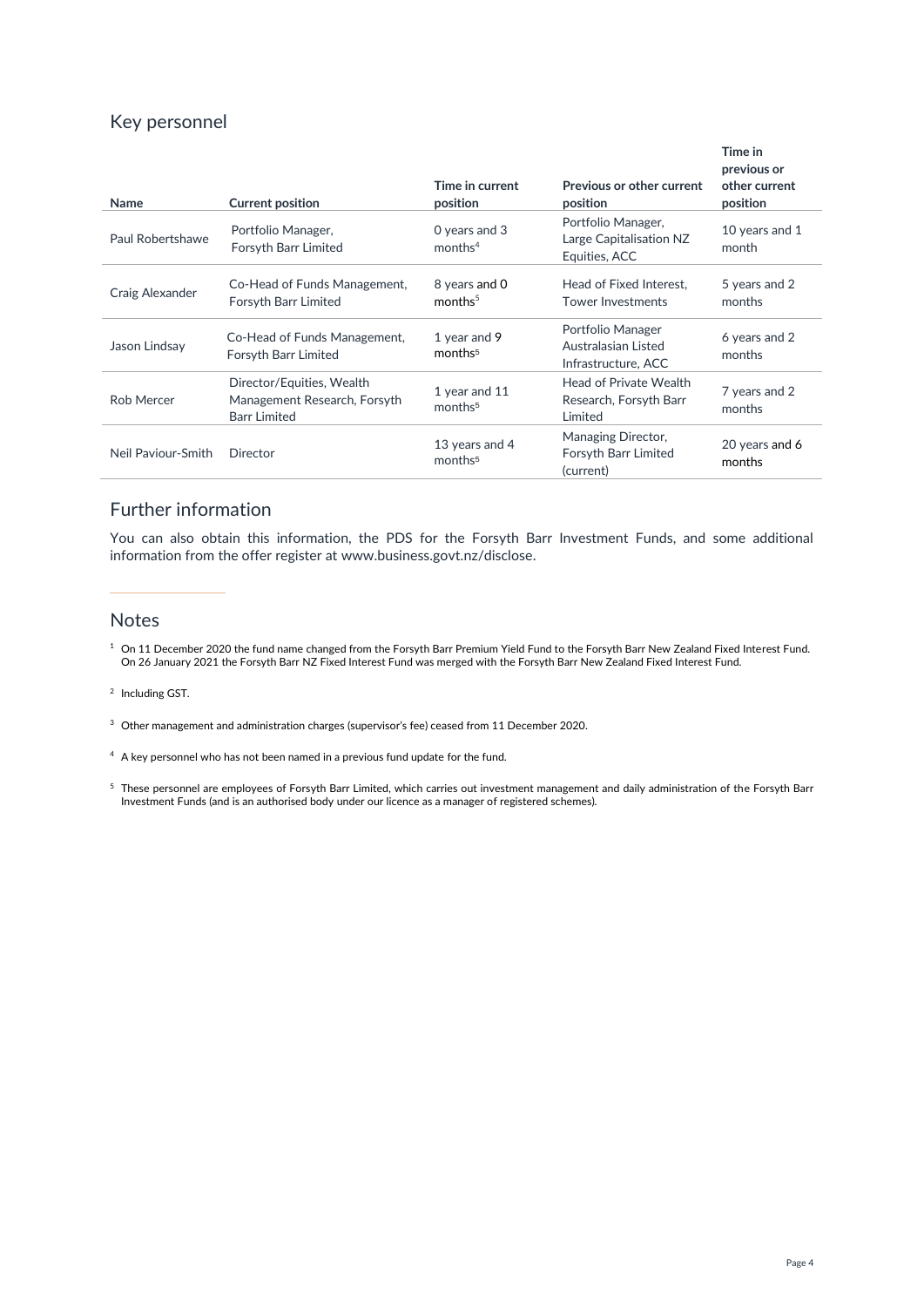## Key personnel

| Name | Current position | Time in current position | Previous or other current position | Time in previous or other current position |
|---|---|---|---|---|
| Paul Robertshawe | Portfolio Manager, Forsyth Barr Limited | 0 years and 3 months[4] | Portfolio Manager, Large Capitalisation NZ Equities, ACC | 10 years and 1 month |
| Craig Alexander | Co-Head of Funds Management, Forsyth Barr Limited | 8 years and 0 months[5] | Head of Fixed Interest, Tower Investments | 5 years and 2 months |
| Jason Lindsay | Co-Head of Funds Management, Forsyth Barr Limited | 1 year and 9 months[5] | Portfolio Manager Australasian Listed Infrastructure, ACC | 6 years and 2 months |
| Rob Mercer | Director/Equities, Wealth Management Research, Forsyth Barr Limited | 1 year and 11 months[5] | Head of Private Wealth Research, Forsyth Barr Limited | 7 years and 2 months |
| Neil Paviour-Smith | Director | 13 years and 4 months[5] | Managing Director, Forsyth Barr Limited (current) | 20 years and 6 months |

## Further information

You can also obtain this information, the PDS for the Forsyth Barr Investment Funds, and some additional information from the offer register at www.business.govt.nz/disclose.

## Notes

[1] On 11 December 2020 the fund name changed from the Forsyth Barr Premium Yield Fund to the Forsyth Barr New Zealand Fixed Interest Fund. On 26 January 2021 the Forsyth Barr NZ Fixed Interest Fund was merged with the Forsyth Barr New Zealand Fixed Interest Fund.

[2] Including GST.

[3] Other management and administration charges (supervisor's fee) ceased from 11 December 2020.

[4] A key personnel who has not been named in a previous fund update for the fund.

[5] These personnel are employees of Forsyth Barr Limited, which carries out investment management and daily administration of the Forsyth Barr Investment Funds (and is an authorised body under our licence as a manager of registered schemes).